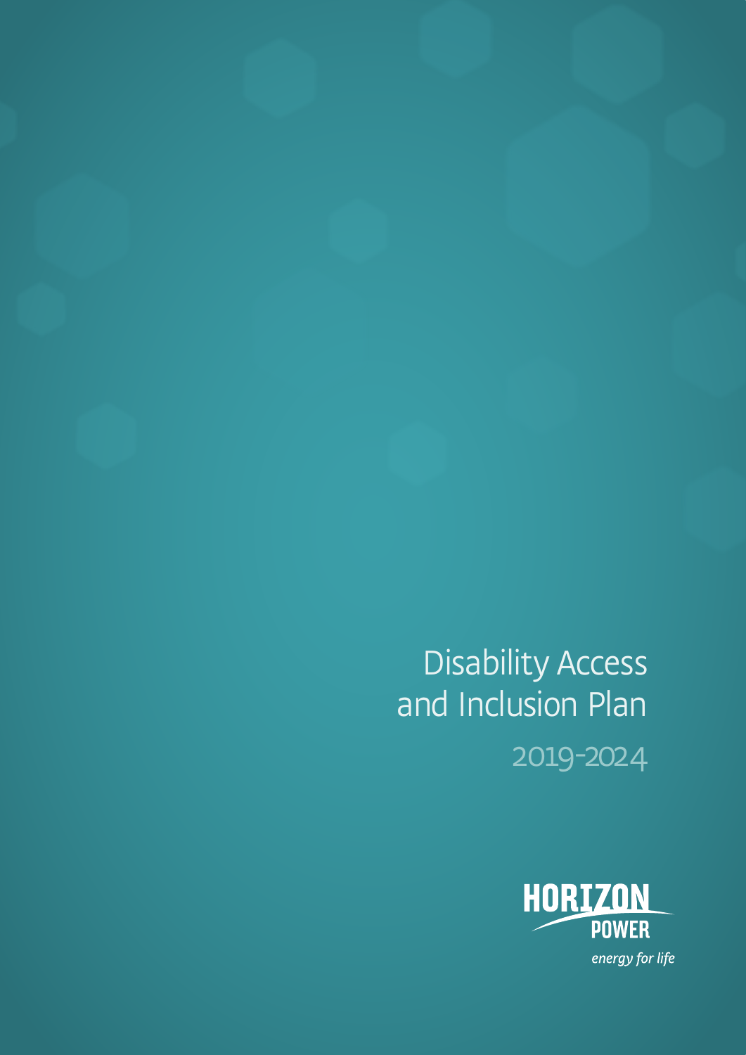# Disability Access and Inclusion Plan

## 2019-2024

HORIZON POWER

*energy for life*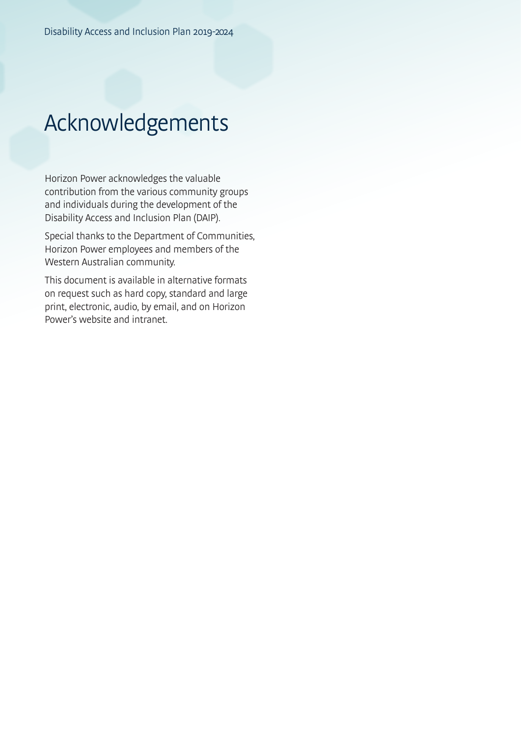# Acknowledgements

Horizon Power acknowledges the valuable contribution from the various community groups and individuals during the development of the Disability Access and Inclusion Plan (DAIP).

Special thanks to the Department of Communities, Horizon Power employees and members of the Western Australian community.

This document is available in alternative formats on request such as hard copy, standard and large print, electronic, audio, by email, and on Horizon Power's website and intranet.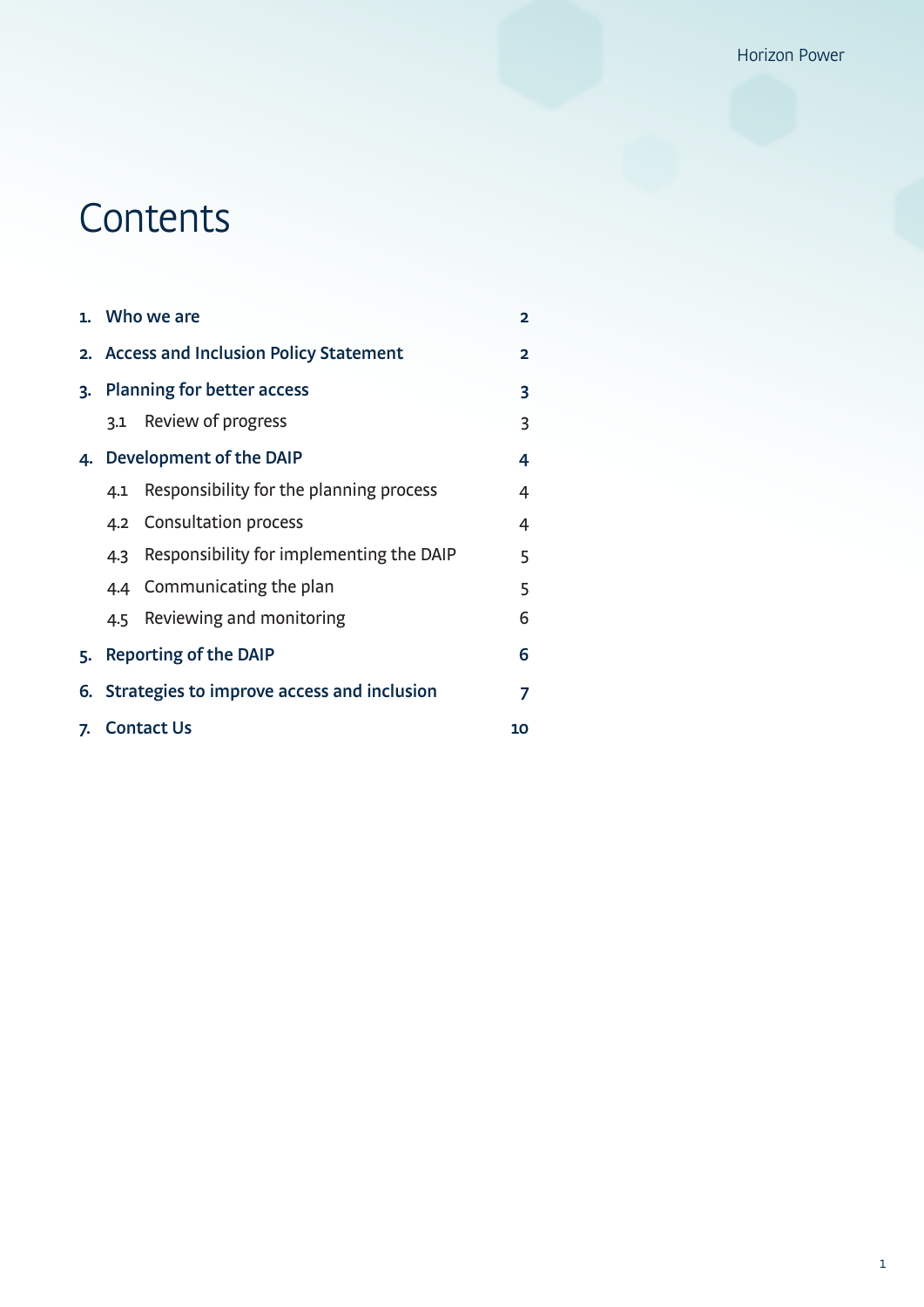# Contents

| | | |
|---|---|---|
| **1.** | **Who we are** | **2** |
| **2.** | **Access and Inclusion Policy Statement** | **2** |
| **3.** | **Planning for better access** | **3** |
| | 3.1 Review of progress | 3 |
| **4.** | **Development of the DAIP** | **4** |
| | 4.1 Responsibility for the planning process | 4 |
| | 4.2 Consultation process | 4 |
| | 4.3 Responsibility for implementing the DAIP | 5 |
| | 4.4 Communicating the plan | 5 |
| | 4.5 Reviewing and monitoring | 6 |
| **5.** | **Reporting of the DAIP** | **6** |
| **6.** | **Strategies to improve access and inclusion** | **7** |
| **7.** | **Contact Us** | **10** |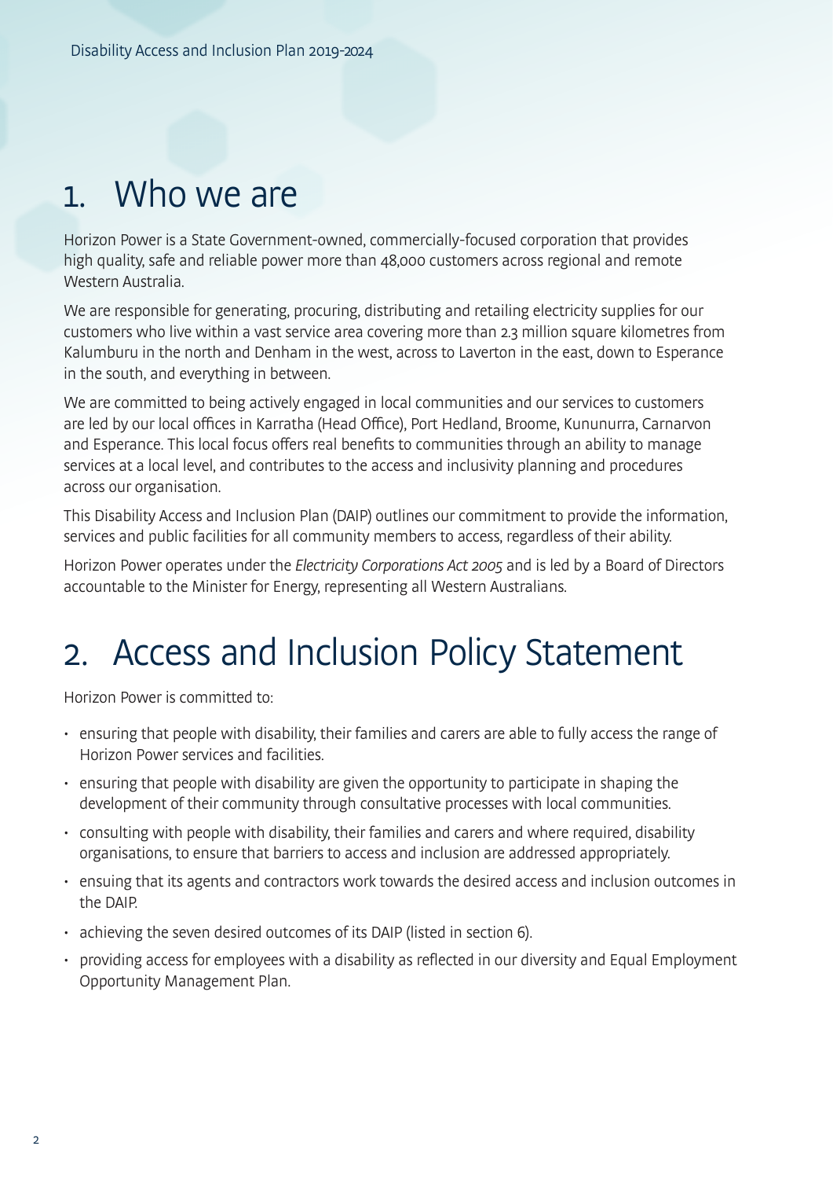# 1. Who we are

Horizon Power is a State Government-owned, commercially-focused corporation that provides high quality, safe and reliable power more than 48,000 customers across regional and remote Western Australia.

We are responsible for generating, procuring, distributing and retailing electricity supplies for our customers who live within a vast service area covering more than 2.3 million square kilometres from Kalumburu in the north and Denham in the west, across to Laverton in the east, down to Esperance in the south, and everything in between.

We are committed to being actively engaged in local communities and our services to customers are led by our local offices in Karratha (Head Office), Port Hedland, Broome, Kununurra, Carnarvon and Esperance. This local focus offers real benefits to communities through an ability to manage services at a local level, and contributes to the access and inclusivity planning and procedures across our organisation.

This Disability Access and Inclusion Plan (DAIP) outlines our commitment to provide the information, services and public facilities for all community members to access, regardless of their ability.

Horizon Power operates under the *Electricity Corporations Act 2005* and is led by a Board of Directors accountable to the Minister for Energy, representing all Western Australians.

# 2. Access and Inclusion Policy Statement

Horizon Power is committed to:

- ensuring that people with disability, their families and carers are able to fully access the range of Horizon Power services and facilities.
- ensuring that people with disability are given the opportunity to participate in shaping the development of their community through consultative processes with local communities.
- consulting with people with disability, their families and carers and where required, disability organisations, to ensure that barriers to access and inclusion are addressed appropriately.
- ensuing that its agents and contractors work towards the desired access and inclusion outcomes in the DAIP.
- achieving the seven desired outcomes of its DAIP (listed in section 6).
- providing access for employees with a disability as reflected in our diversity and Equal Employment Opportunity Management Plan.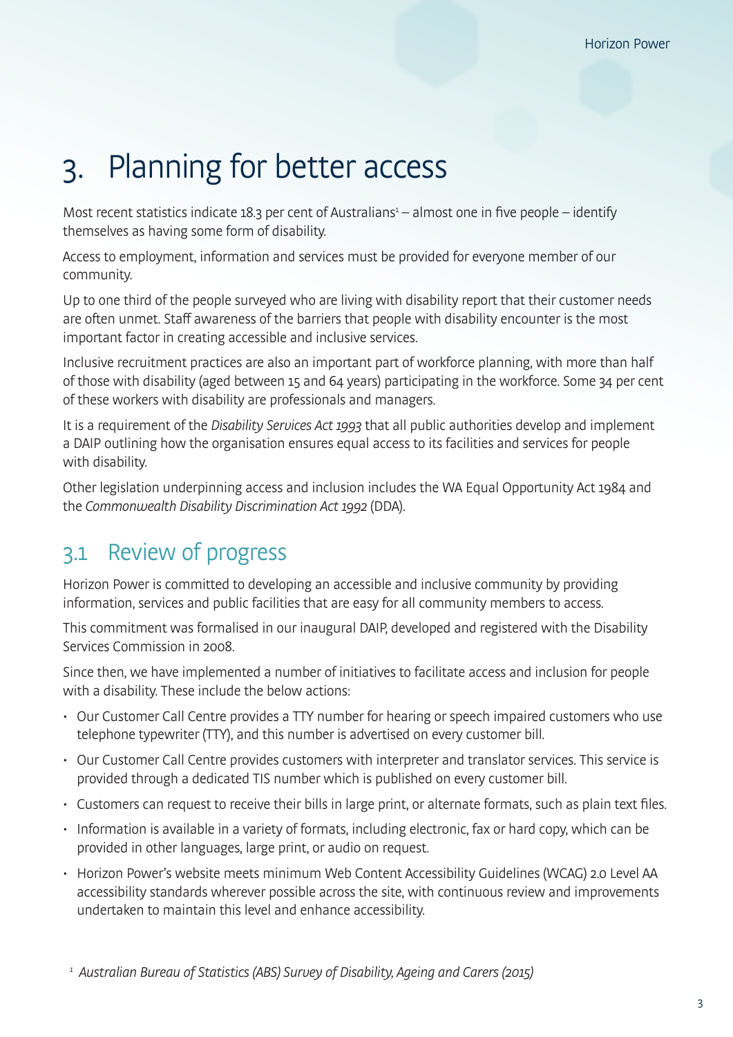# 3. Planning for better access

Most recent statistics indicate 18.3 per cent of Australians[1] – almost one in five people – identify themselves as having some form of disability.

Access to employment, information and services must be provided for everyone member of our community.

Up to one third of the people surveyed who are living with disability report that their customer needs are often unmet. Staff awareness of the barriers that people with disability encounter is the most important factor in creating accessible and inclusive services.

Inclusive recruitment practices are also an important part of workforce planning, with more than half of those with disability (aged between 15 and 64 years) participating in the workforce. Some 34 per cent of these workers with disability are professionals and managers.

It is a requirement of the *Disability Services Act 1993* that all public authorities develop and implement a DAIP outlining how the organisation ensures equal access to its facilities and services for people with disability.

Other legislation underpinning access and inclusion includes the WA Equal Opportunity Act 1984 and the *Commonwealth Disability Discrimination Act 1992* (DDA).

## 3.1 Review of progress

Horizon Power is committed to developing an accessible and inclusive community by providing information, services and public facilities that are easy for all community members to access.

This commitment was formalised in our inaugural DAIP, developed and registered with the Disability Services Commission in 2008.

Since then, we have implemented a number of initiatives to facilitate access and inclusion for people with a disability. These include the below actions:

- Our Customer Call Centre provides a TTY number for hearing or speech impaired customers who use telephone typewriter (TTY), and this number is advertised on every customer bill.
- Our Customer Call Centre provides customers with interpreter and translator services. This service is provided through a dedicated TIS number which is published on every customer bill.
- Customers can request to receive their bills in large print, or alternate formats, such as plain text files.
- Information is available in a variety of formats, including electronic, fax or hard copy, which can be provided in other languages, large print, or audio on request.
- Horizon Power's website meets minimum Web Content Accessibility Guidelines (WCAG) 2.0 Level AA accessibility standards wherever possible across the site, with continuous review and improvements undertaken to maintain this level and enhance accessibility.

[1] *Australian Bureau of Statistics (ABS) Survey of Disability, Ageing and Carers (2015)*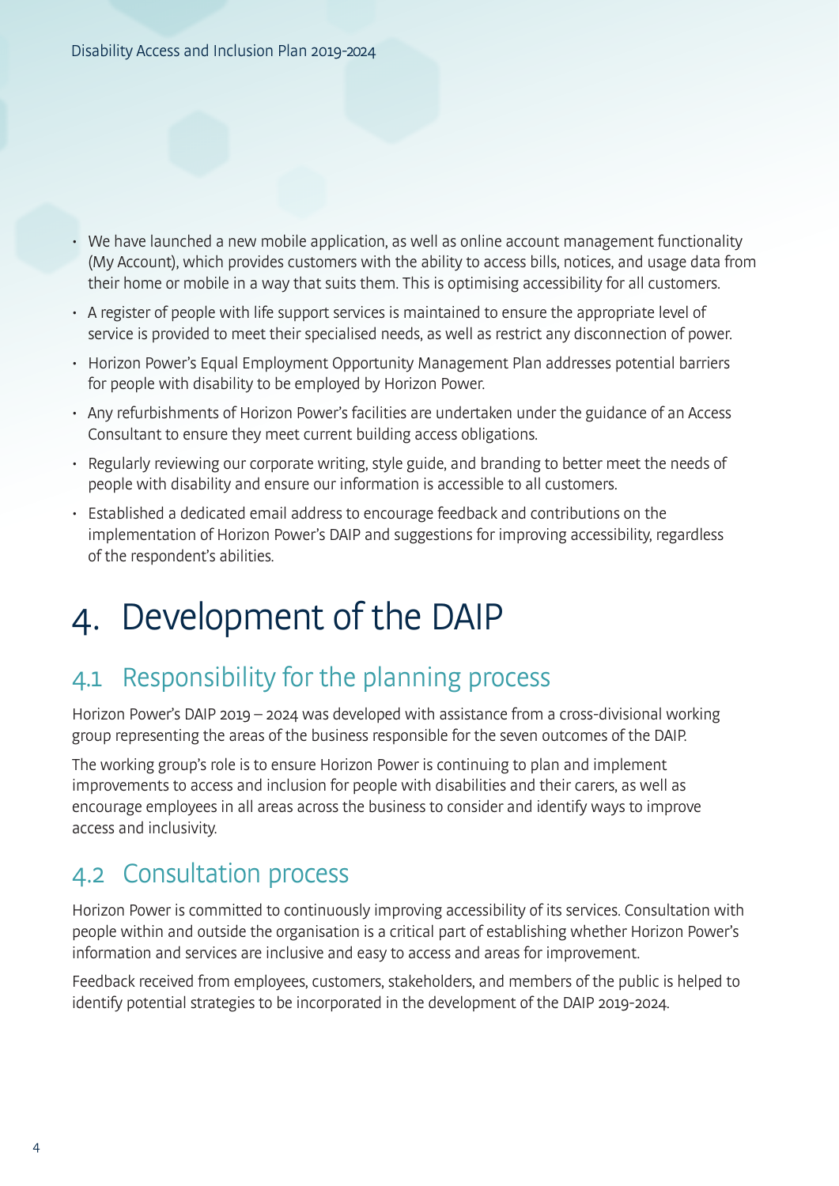- We have launched a new mobile application, as well as online account management functionality (My Account), which provides customers with the ability to access bills, notices, and usage data from their home or mobile in a way that suits them. This is optimising accessibility for all customers.
- A register of people with life support services is maintained to ensure the appropriate level of service is provided to meet their specialised needs, as well as restrict any disconnection of power.
- Horizon Power's Equal Employment Opportunity Management Plan addresses potential barriers for people with disability to be employed by Horizon Power.
- Any refurbishments of Horizon Power's facilities are undertaken under the guidance of an Access Consultant to ensure they meet current building access obligations.
- Regularly reviewing our corporate writing, style guide, and branding to better meet the needs of people with disability and ensure our information is accessible to all customers.
- Established a dedicated email address to encourage feedback and contributions on the implementation of Horizon Power's DAIP and suggestions for improving accessibility, regardless of the respondent's abilities.

# 4. Development of the DAIP

## 4.1 Responsibility for the planning process

Horizon Power's DAIP 2019 – 2024 was developed with assistance from a cross-divisional working group representing the areas of the business responsible for the seven outcomes of the DAIP.

The working group's role is to ensure Horizon Power is continuing to plan and implement improvements to access and inclusion for people with disabilities and their carers, as well as encourage employees in all areas across the business to consider and identify ways to improve access and inclusivity.

## 4.2 Consultation process

Horizon Power is committed to continuously improving accessibility of its services. Consultation with people within and outside the organisation is a critical part of establishing whether Horizon Power's information and services are inclusive and easy to access and areas for improvement.

Feedback received from employees, customers, stakeholders, and members of the public is helped to identify potential strategies to be incorporated in the development of the DAIP 2019-2024.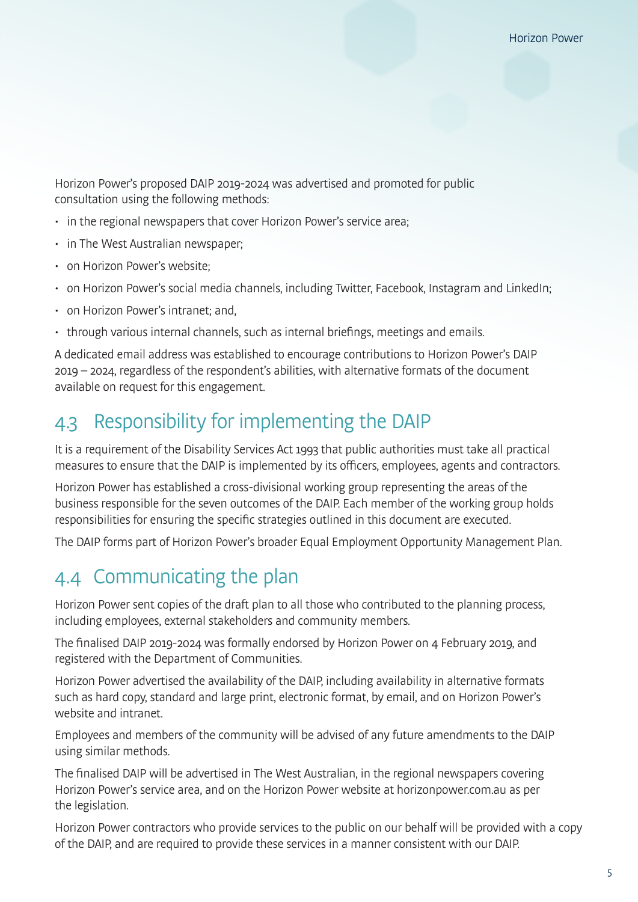Horizon Power's proposed DAIP 2019-2024 was advertised and promoted for public consultation using the following methods:

- in the regional newspapers that cover Horizon Power's service area;
- in The West Australian newspaper;
- on Horizon Power's website;
- on Horizon Power's social media channels, including Twitter, Facebook, Instagram and LinkedIn;
- on Horizon Power's intranet; and,
- through various internal channels, such as internal briefings, meetings and emails.

A dedicated email address was established to encourage contributions to Horizon Power's DAIP 2019 – 2024, regardless of the respondent's abilities, with alternative formats of the document available on request for this engagement.

## 4.3 Responsibility for implementing the DAIP

It is a requirement of the Disability Services Act 1993 that public authorities must take all practical measures to ensure that the DAIP is implemented by its officers, employees, agents and contractors.

Horizon Power has established a cross-divisional working group representing the areas of the business responsible for the seven outcomes of the DAIP. Each member of the working group holds responsibilities for ensuring the specific strategies outlined in this document are executed.

The DAIP forms part of Horizon Power's broader Equal Employment Opportunity Management Plan.

## 4.4 Communicating the plan

Horizon Power sent copies of the draft plan to all those who contributed to the planning process, including employees, external stakeholders and community members.

The finalised DAIP 2019-2024 was formally endorsed by Horizon Power on 4 February 2019, and registered with the Department of Communities.

Horizon Power advertised the availability of the DAIP, including availability in alternative formats such as hard copy, standard and large print, electronic format, by email, and on Horizon Power's website and intranet.

Employees and members of the community will be advised of any future amendments to the DAIP using similar methods.

The finalised DAIP will be advertised in The West Australian, in the regional newspapers covering Horizon Power's service area, and on the Horizon Power website at horizonpower.com.au as per the legislation.

Horizon Power contractors who provide services to the public on our behalf will be provided with a copy of the DAIP, and are required to provide these services in a manner consistent with our DAIP.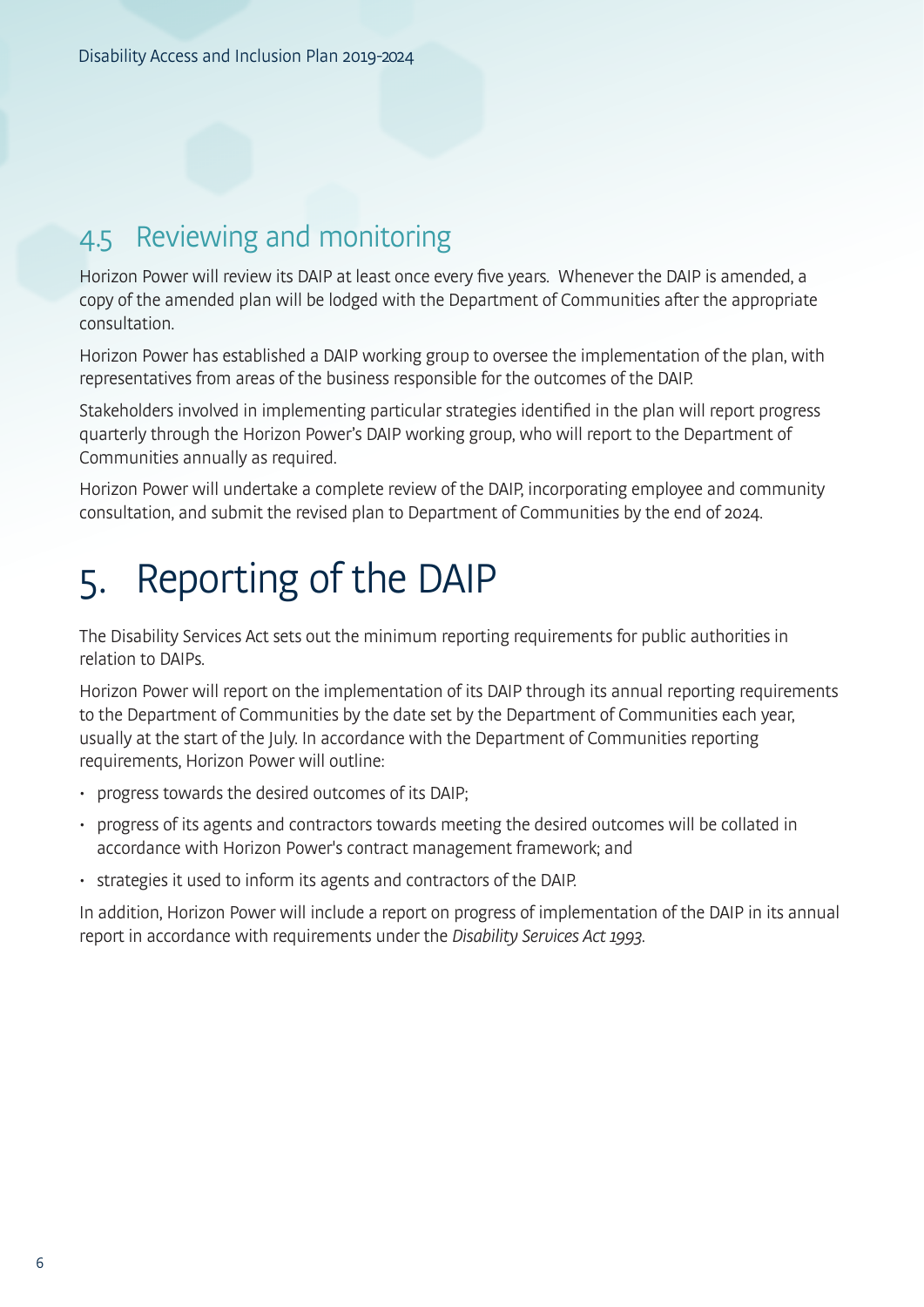## 4.5 Reviewing and monitoring

Horizon Power will review its DAIP at least once every five years. Whenever the DAIP is amended, a copy of the amended plan will be lodged with the Department of Communities after the appropriate consultation.

Horizon Power has established a DAIP working group to oversee the implementation of the plan, with representatives from areas of the business responsible for the outcomes of the DAIP.

Stakeholders involved in implementing particular strategies identified in the plan will report progress quarterly through the Horizon Power's DAIP working group, who will report to the Department of Communities annually as required.

Horizon Power will undertake a complete review of the DAIP, incorporating employee and community consultation, and submit the revised plan to Department of Communities by the end of 2024.

# 5. Reporting of the DAIP

The Disability Services Act sets out the minimum reporting requirements for public authorities in relation to DAIPs.

Horizon Power will report on the implementation of its DAIP through its annual reporting requirements to the Department of Communities by the date set by the Department of Communities each year, usually at the start of the July. In accordance with the Department of Communities reporting requirements, Horizon Power will outline:

- progress towards the desired outcomes of its DAIP;
- progress of its agents and contractors towards meeting the desired outcomes will be collated in accordance with Horizon Power's contract management framework; and
- strategies it used to inform its agents and contractors of the DAIP.

In addition, Horizon Power will include a report on progress of implementation of the DAIP in its annual report in accordance with requirements under the *Disability Services Act 1993*.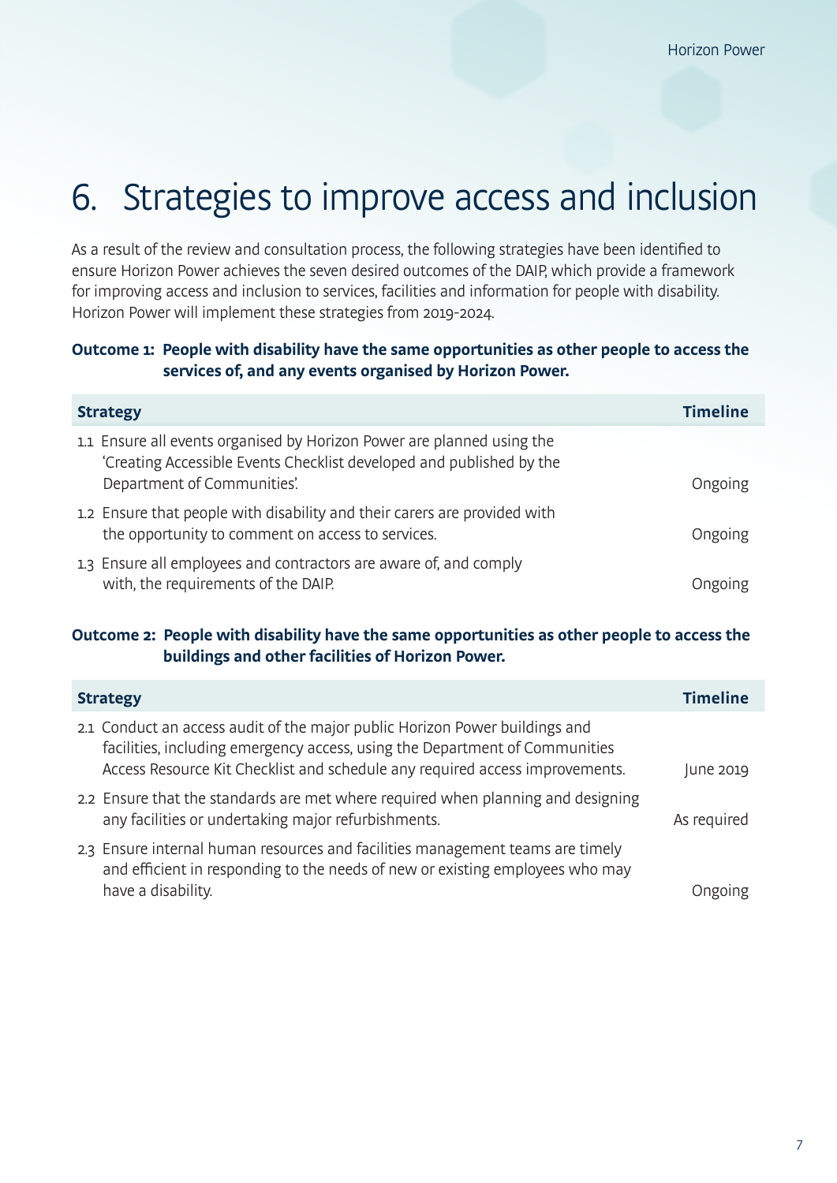# 6. Strategies to improve access and inclusion

As a result of the review and consultation process, the following strategies have been identified to ensure Horizon Power achieves the seven desired outcomes of the DAIP, which provide a framework for improving access and inclusion to services, facilities and information for people with disability. Horizon Power will implement these strategies from 2019-2024.

**Outcome 1: People with disability have the same opportunities as other people to access the services of, and any events organised by Horizon Power.**

| Strategy | Timeline |
|---|---|
| 1.1 Ensure all events organised by Horizon Power are planned using the 'Creating Accessible Events Checklist developed and published by the Department of Communities'. | Ongoing |
| 1.2 Ensure that people with disability and their carers are provided with the opportunity to comment on access to services. | Ongoing |
| 1.3 Ensure all employees and contractors are aware of, and comply with, the requirements of the DAIP. | Ongoing |

**Outcome 2: People with disability have the same opportunities as other people to access the buildings and other facilities of Horizon Power.**

| Strategy | Timeline |
|---|---|
| 2.1 Conduct an access audit of the major public Horizon Power buildings and facilities, including emergency access, using the Department of Communities Access Resource Kit Checklist and schedule any required access improvements. | June 2019 |
| 2.2 Ensure that the standards are met where required when planning and designing any facilities or undertaking major refurbishments. | As required |
| 2.3 Ensure internal human resources and facilities management teams are timely and efficient in responding to the needs of new or existing employees who may have a disability. | Ongoing |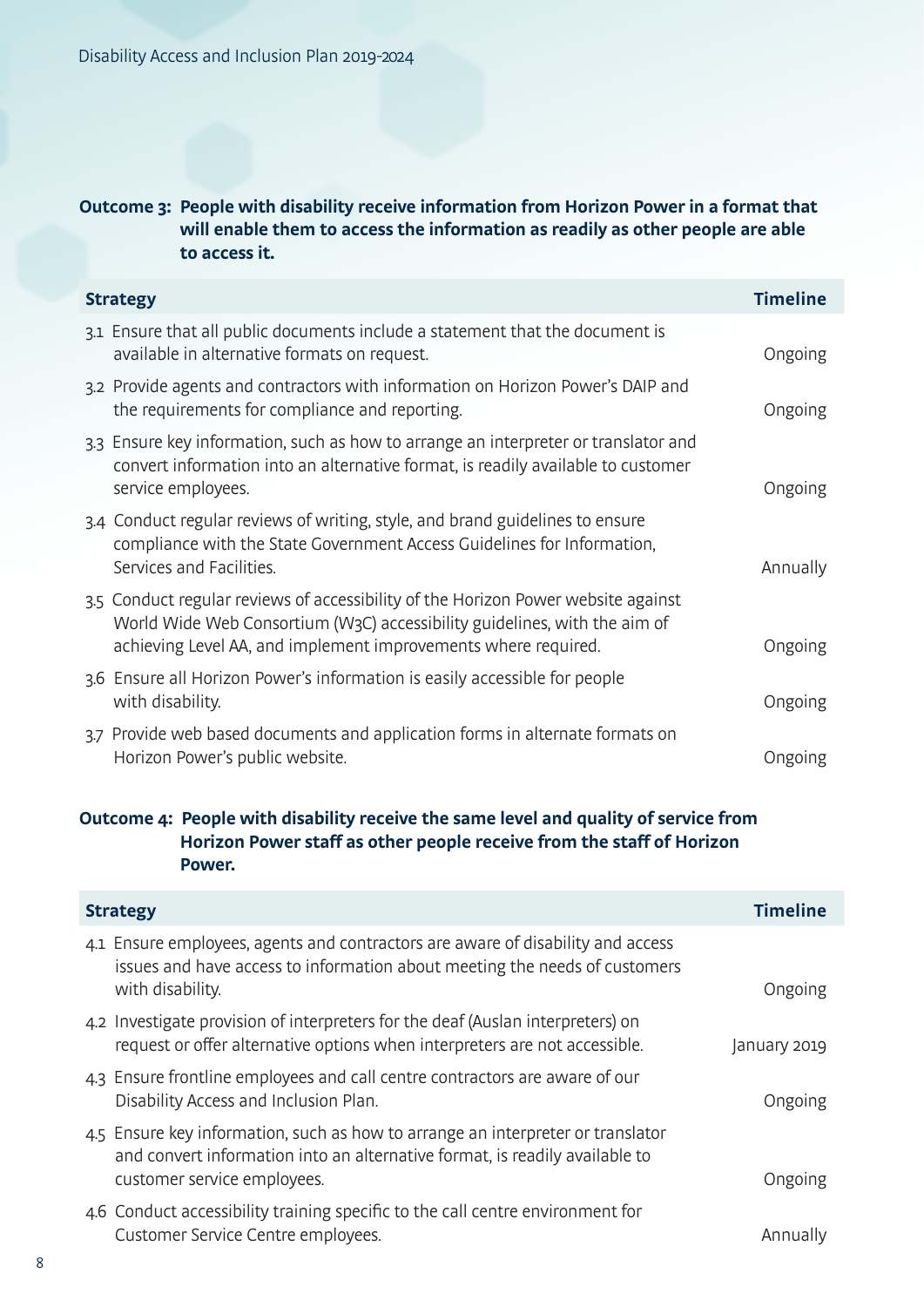### Outcome 3: People with disability receive information from Horizon Power in a format that will enable them to access the information as readily as other people are able to access it.

| Strategy | Timeline |
| --- | --- |
| 3.1 Ensure that all public documents include a statement that the document is available in alternative formats on request. | Ongoing |
| 3.2 Provide agents and contractors with information on Horizon Power's DAIP and the requirements for compliance and reporting. | Ongoing |
| 3.3 Ensure key information, such as how to arrange an interpreter or translator and convert information into an alternative format, is readily available to customer service employees. | Ongoing |
| 3.4 Conduct regular reviews of writing, style, and brand guidelines to ensure compliance with the State Government Access Guidelines for Information, Services and Facilities. | Annually |
| 3.5 Conduct regular reviews of accessibility of the Horizon Power website against World Wide Web Consortium (W3C) accessibility guidelines, with the aim of achieving Level AA, and implement improvements where required. | Ongoing |
| 3.6 Ensure all Horizon Power's information is easily accessible for people with disability. | Ongoing |
| 3.7 Provide web based documents and application forms in alternate formats on Horizon Power's public website. | Ongoing |

### Outcome 4: People with disability receive the same level and quality of service from Horizon Power staff as other people receive from the staff of Horizon Power.

| Strategy | Timeline |
| --- | --- |
| 4.1 Ensure employees, agents and contractors are aware of disability and access issues and have access to information about meeting the needs of customers with disability. | Ongoing |
| 4.2 Investigate provision of interpreters for the deaf (Auslan interpreters) on request or offer alternative options when interpreters are not accessible. | January 2019 |
| 4.3 Ensure frontline employees and call centre contractors are aware of our Disability Access and Inclusion Plan. | Ongoing |
| 4.5 Ensure key information, such as how to arrange an interpreter or translator and convert information into an alternative format, is readily available to customer service employees. | Ongoing |
| 4.6 Conduct accessibility training specific to the call centre environment for Customer Service Centre employees. | Annually |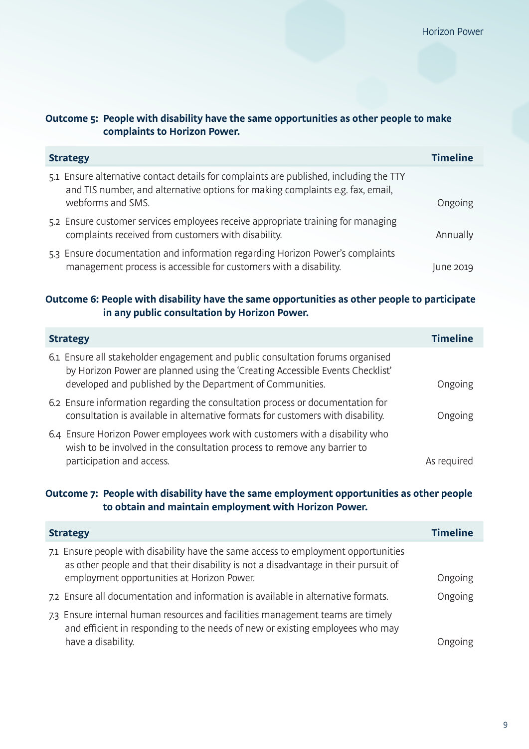**Outcome 5: People with disability have the same opportunities as other people to make complaints to Horizon Power.**

| Strategy | Timeline |
|---|---|
| 5.1 Ensure alternative contact details for complaints are published, including the TTY and TIS number, and alternative options for making complaints e.g. fax, email, webforms and SMS. | Ongoing |
| 5.2 Ensure customer services employees receive appropriate training for managing complaints received from customers with disability. | Annually |
| 5.3 Ensure documentation and information regarding Horizon Power's complaints management process is accessible for customers with a disability. | June 2019 |

**Outcome 6: People with disability have the same opportunities as other people to participate in any public consultation by Horizon Power.**

| Strategy | Timeline |
|---|---|
| 6.1 Ensure all stakeholder engagement and public consultation forums organised by Horizon Power are planned using the 'Creating Accessible Events Checklist' developed and published by the Department of Communities. | Ongoing |
| 6.2 Ensure information regarding the consultation process or documentation for consultation is available in alternative formats for customers with disability. | Ongoing |
| 6.4 Ensure Horizon Power employees work with customers with a disability who wish to be involved in the consultation process to remove any barrier to participation and access. | As required |

**Outcome 7: People with disability have the same employment opportunities as other people to obtain and maintain employment with Horizon Power.**

| Strategy | Timeline |
|---|---|
| 7.1 Ensure people with disability have the same access to employment opportunities as other people and that their disability is not a disadvantage in their pursuit of employment opportunities at Horizon Power. | Ongoing |
| 7.2 Ensure all documentation and information is available in alternative formats. | Ongoing |
| 7.3 Ensure internal human resources and facilities management teams are timely and efficient in responding to the needs of new or existing employees who may have a disability. | Ongoing |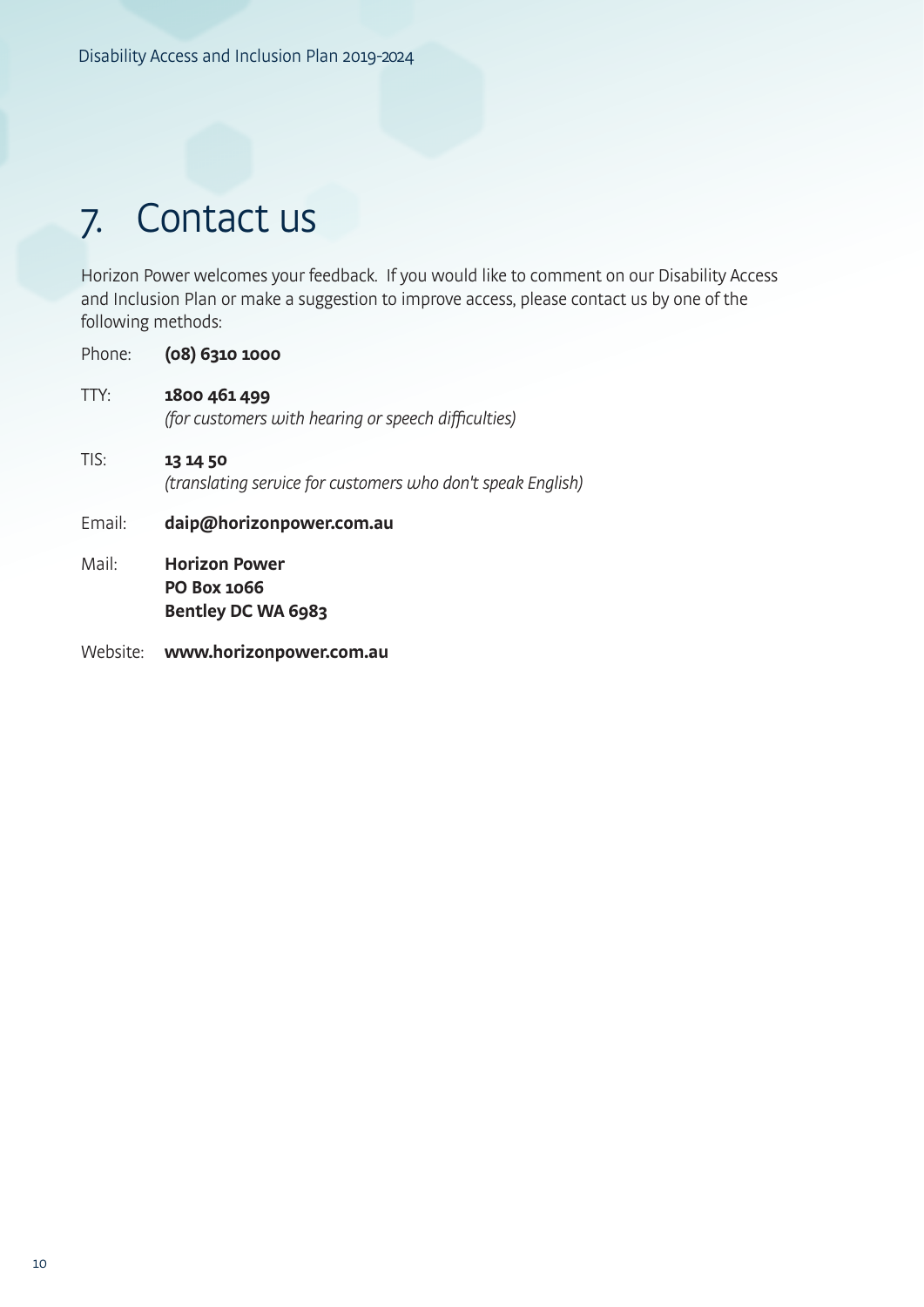# 7. Contact us

Horizon Power welcomes your feedback. If you would like to comment on our Disability Access and Inclusion Plan or make a suggestion to improve access, please contact us by one of the following methods:

Phone: **(08) 6310 1000**

TTY: **1800 461 499**
*(for customers with hearing or speech difficulties)*

TIS: **13 14 50**
*(translating service for customers who don't speak English)*

Email: **daip@horizonpower.com.au**

Mail: **Horizon Power**
**PO Box 1066**
**Bentley DC WA 6983**

Website: **www.horizonpower.com.au**